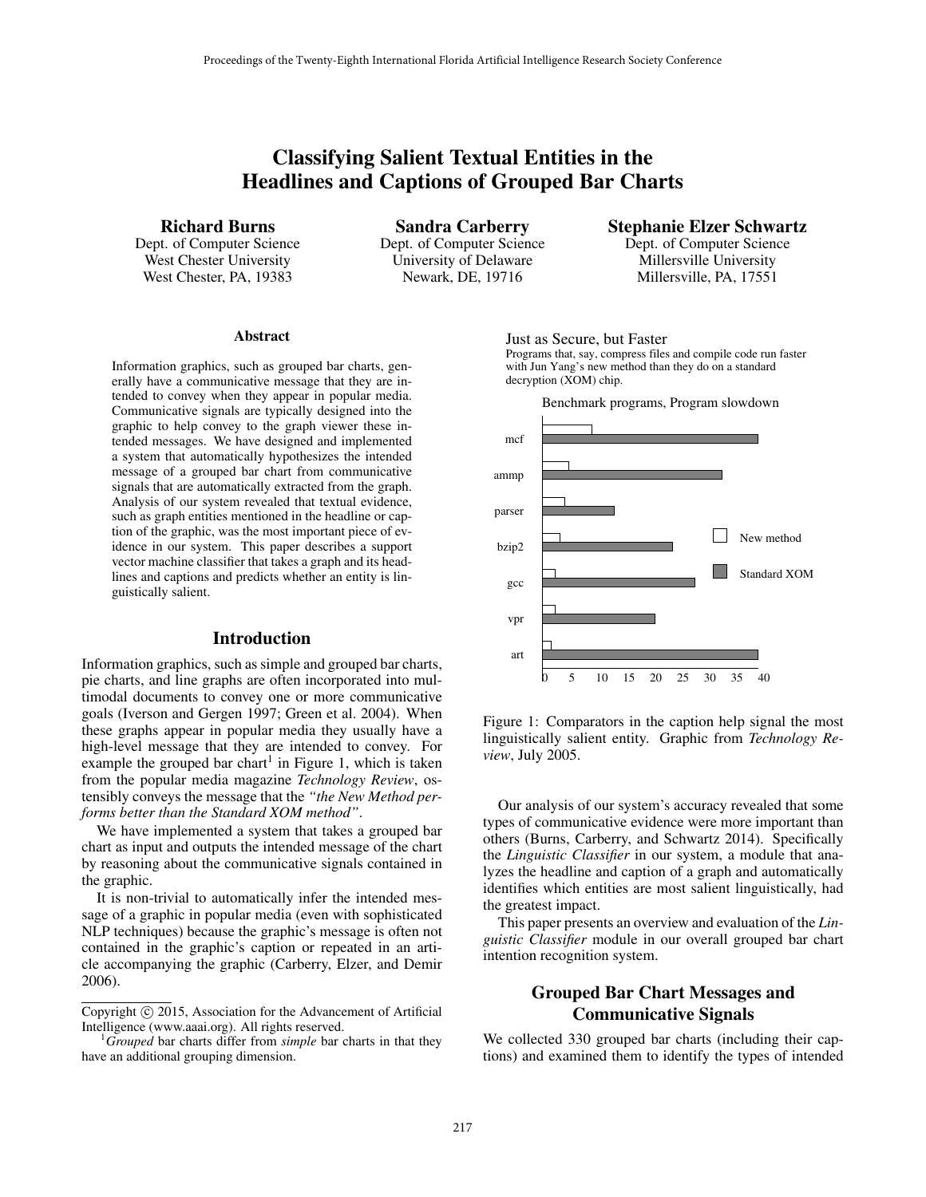# Classifying Salient Textual Entities in the Headlines and Captions of Grouped Bar Charts

**Richard Burns**
Dept. of Computer Science
West Chester University
West Chester, PA, 19383

**Sandra Carberry**
Dept. of Computer Science
University of Delaware
Newark, DE, 19716

**Stephanie Elzer Schwartz**
Dept. of Computer Science
Millersville University
Millersville, PA, 17551

### Abstract

Information graphics, such as grouped bar charts, generally have a communicative message that they are intended to convey when they appear in popular media. Communicative signals are typically designed into the graphic to help convey to the graph viewer these intended messages. We have designed and implemented a system that automatically hypothesizes the intended message of a grouped bar chart from communicative signals that are automatically extracted from the graph. Analysis of our system revealed that textual evidence, such as graph entities mentioned in the headline or caption of the graphic, was the most important piece of evidence in our system. This paper describes a support vector machine classifier that takes a graph and its headlines and captions and predicts whether an entity is linguistically salient.

## Introduction

Information graphics, such as simple and grouped bar charts, pie charts, and line graphs are often incorporated into multimodal documents to convey one or more communicative goals (Iverson and Gergen 1997; Green et al. 2004). When these graphs appear in popular media they usually have a high-level message that they are intended to convey. For example the grouped bar chart[1] in Figure 1, which is taken from the popular media magazine *Technology Review*, ostensibly conveys the message that the *"the New Method performs better than the Standard XOM method"*.

We have implemented a system that takes a grouped bar chart as input and outputs the intended message of the chart by reasoning about the communicative signals contained in the graphic.

It is non-trivial to automatically infer the intended message of a graphic in popular media (even with sophisticated NLP techniques) because the graphic's message is often not contained in the graphic's caption or repeated in an article accompanying the graphic (Carberry, Elzer, and Demir 2006).

Just as Secure, but Faster
Programs that, say, compress files and compile code run faster with Jun Yang's new method than they do on a standard decryption (XOM) chip.

Benchmark programs, Program slowdown

Figure 1: Comparators in the caption help signal the most linguistically salient entity. Graphic from *Technology Review*, July 2005.

Our analysis of our system's accuracy revealed that some types of communicative evidence were more important than others (Burns, Carberry, and Schwartz 2014). Specifically the *Linguistic Classifier* in our system, a module that analyzes the headline and caption of a graph and automatically identifies which entities are most salient linguistically, had the greatest impact.

This paper presents an overview and evaluation of the *Linguistic Classifier* module in our overall grouped bar chart intention recognition system.

## Grouped Bar Chart Messages and Communicative Signals

We collected 330 grouped bar charts (including their captions) and examined them to identify the types of intended

---

Copyright © 2015, Association for the Advancement of Artificial Intelligence (www.aaai.org). All rights reserved.

[1] *Grouped* bar charts differ from *simple* bar charts in that they have an additional grouping dimension.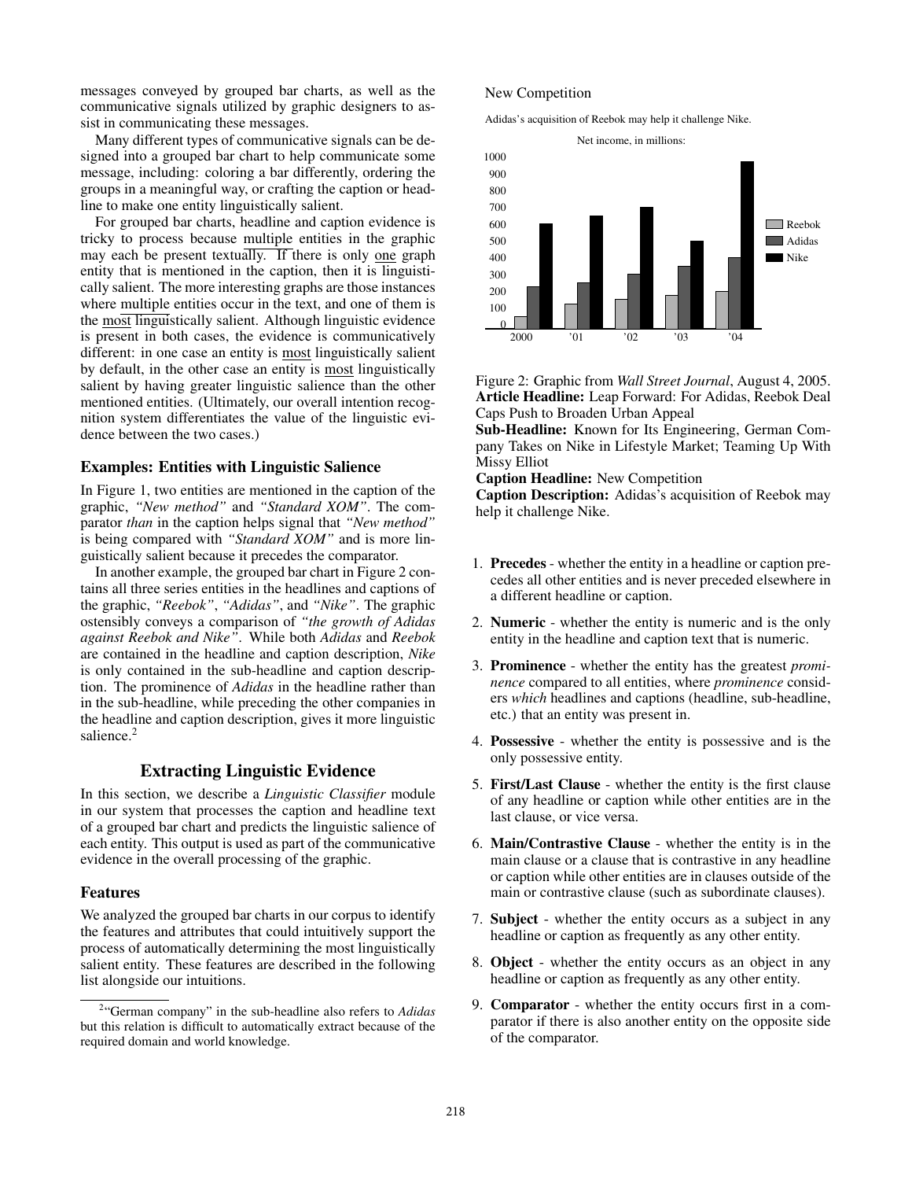messages conveyed by grouped bar charts, as well as the communicative signals utilized by graphic designers to assist in communicating these messages.

Many different types of communicative signals can be designed into a grouped bar chart to help communicate some message, including: coloring a bar differently, ordering the groups in a meaningful way, or crafting the caption or headline to make one entity linguistically salient.

For grouped bar charts, headline and caption evidence is tricky to process because multiple entities in the graphic may each be present textually. If there is only one graph entity that is mentioned in the caption, then it is linguistically salient. The more interesting graphs are those instances where multiple entities occur in the text, and one of them is the most linguistically salient. Although linguistic evidence is present in both cases, the evidence is communicatively different: in one case an entity is most linguistically salient by default, in the other case an entity is most linguistically salient by having greater linguistic salience than the other mentioned entities. (Ultimately, our overall intention recognition system differentiates the value of the linguistic evidence between the two cases.)

### Examples: Entities with Linguistic Salience

In Figure 1, two entities are mentioned in the caption of the graphic, *"New method"* and *"Standard XOM"*. The comparator *than* in the caption helps signal that *"New method"* is being compared with *"Standard XOM"* and is more linguistically salient because it precedes the comparator.

In another example, the grouped bar chart in Figure 2 contains all three series entities in the headlines and captions of the graphic, *"Reebok"*, *"Adidas"*, and *"Nike"*. The graphic ostensibly conveys a comparison of *"the growth of Adidas against Reebok and Nike"*. While both *Adidas* and *Reebok* are contained in the headline and caption description, *Nike* is only contained in the sub-headline and caption description. The prominence of *Adidas* in the headline rather than in the sub-headline, while preceding the other companies in the headline and caption description, gives it more linguistic salience.[2]

## Extracting Linguistic Evidence

In this section, we describe a *Linguistic Classifier* module in our system that processes the caption and headline text of a grouped bar chart and predicts the linguistic salience of each entity. This output is used as part of the communicative evidence in the overall processing of the graphic.

### Features

We analyzed the grouped bar charts in our corpus to identify the features and attributes that could intuitively support the process of automatically determining the most linguistically salient entity. These features are described in the following list alongside our intuitions.

Figure 2: Graphic from *Wall Street Journal*, August 4, 2005.
**Article Headline:** Leap Forward: For Adidas, Reebok Deal Caps Push to Broaden Urban Appeal
**Sub-Headline:** Known for Its Engineering, German Company Takes on Nike in Lifestyle Market; Teaming Up With Missy Elliot
**Caption Headline:** New Competition
**Caption Description:** Adidas's acquisition of Reebok may help it challenge Nike.

1. **Precedes** - whether the entity in a headline or caption precedes all other entities and is never preceded elsewhere in a different headline or caption.
2. **Numeric** - whether the entity is numeric and is the only entity in the headline and caption text that is numeric.
3. **Prominence** - whether the entity has the greatest *prominence* compared to all entities, where *prominence* considers *which* headlines and captions (headline, sub-headline, etc.) that an entity was present in.
4. **Possessive** - whether the entity is possessive and is the only possessive entity.
5. **First/Last Clause** - whether the entity is the first clause of any headline or caption while other entities are in the last clause, or vice versa.
6. **Main/Contrastive Clause** - whether the entity is in the main clause or a clause that is contrastive in any headline or caption while other entities are in clauses outside of the main or contrastive clause (such as subordinate clauses).
7. **Subject** - whether the entity occurs as a subject in any headline or caption as frequently as any other entity.
8. **Object** - whether the entity occurs as an object in any headline or caption as frequently as any other entity.
9. **Comparator** - whether the entity occurs first in a comparator if there is also another entity on the opposite side of the comparator.

[2] "German company" in the sub-headline also refers to *Adidas* but this relation is difficult to automatically extract because of the required domain and world knowledge.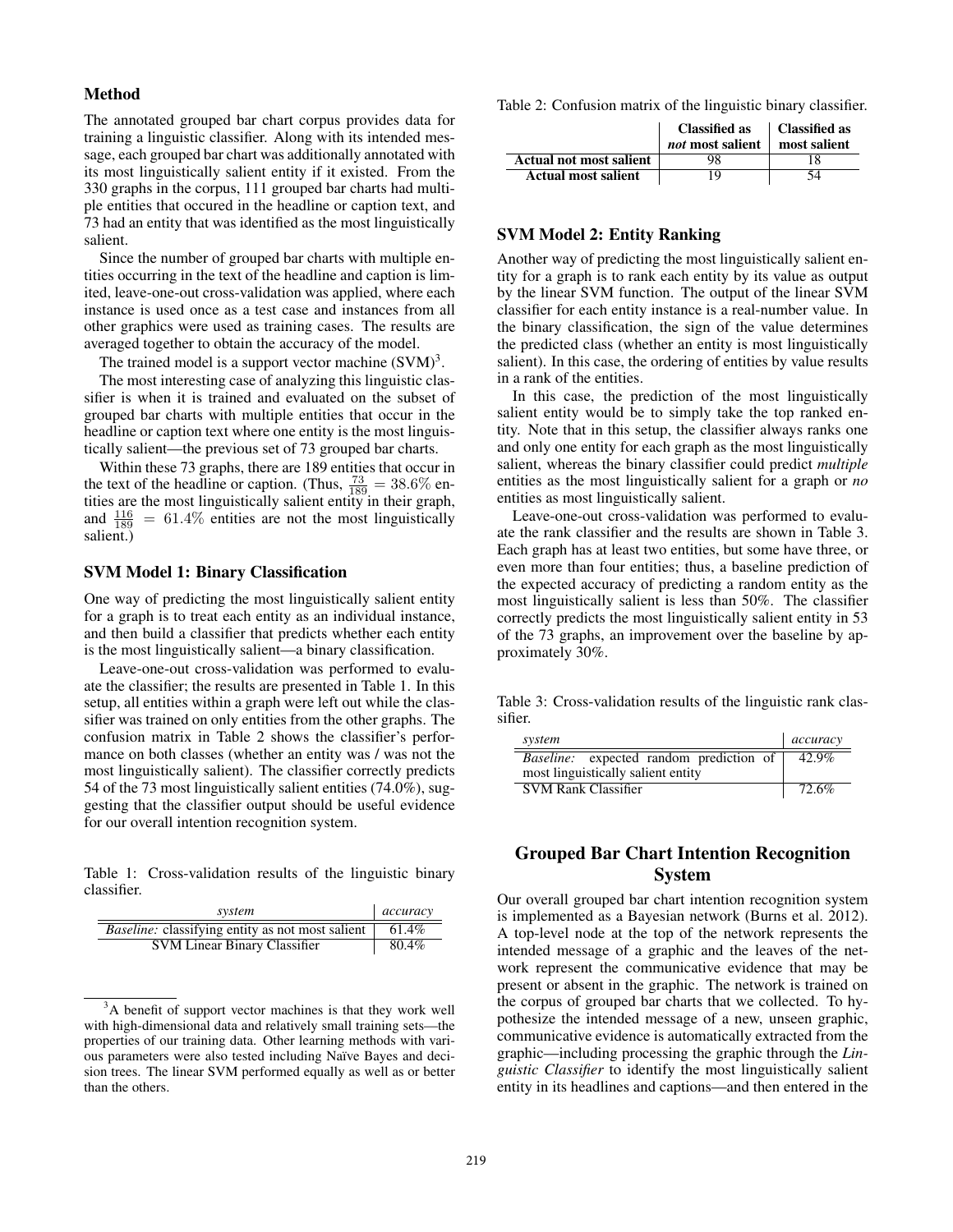### Method

The annotated grouped bar chart corpus provides data for training a linguistic classifier. Along with its intended message, each grouped bar chart was additionally annotated with its most linguistically salient entity if it existed. From the 330 graphs in the corpus, 111 grouped bar charts had multiple entities that occured in the headline or caption text, and 73 had an entity that was identified as the most linguistically salient.

Since the number of grouped bar charts with multiple entities occurring in the text of the headline and caption is limited, leave-one-out cross-validation was applied, where each instance is used once as a test case and instances from all other graphics were used as training cases. The results are averaged together to obtain the accuracy of the model.

The trained model is a support vector machine (SVM)[3].

The most interesting case of analyzing this linguistic classifier is when it is trained and evaluated on the subset of grouped bar charts with multiple entities that occur in the headline or caption text where one entity is the most linguistically salient—the previous set of 73 grouped bar charts.

Within these 73 graphs, there are 189 entities that occur in the text of the headline or caption. (Thus, $\frac{73}{189} = 38.6\%$ entities are the most linguistically salient entity in their graph, and $\frac{116}{189} = 61.4\%$ entities are not the most linguistically salient.)

### SVM Model 1: Binary Classification

One way of predicting the most linguistically salient entity for a graph is to treat each entity as an individual instance, and then build a classifier that predicts whether each entity is the most linguistically salient—a binary classification.

Leave-one-out cross-validation was performed to evaluate the classifier; the results are presented in Table 1. In this setup, all entities within a graph were left out while the classifier was trained on only entities from the other graphs. The confusion matrix in Table 2 shows the classifier's performance on both classes (whether an entity was / was not the most linguistically salient). The classifier correctly predicts 54 of the 73 most linguistically salient entities (74.0%), suggesting that the classifier output should be useful evidence for our overall intention recognition system.

Table 1: Cross-validation results of the linguistic binary classifier.

| *system* | *accuracy* |
|---|---|
| *Baseline:* classifying entity as not most salient | 61.4% |
| SVM Linear Binary Classifier | 80.4% |

[3]A benefit of support vector machines is that they work well with high-dimensional data and relatively small training sets—the properties of our training data. Other learning methods with various parameters were also tested including Naïve Bayes and decision trees. The linear SVM performed equally as well as or better than the others.

Table 2: Confusion matrix of the linguistic binary classifier.

| | **Classified as *not* most salient** | **Classified as most salient** |
|---|---|---|
| **Actual not most salient** | 98 | 18 |
| **Actual most salient** | 19 | 54 |

### SVM Model 2: Entity Ranking

Another way of predicting the most linguistically salient entity for a graph is to rank each entity by its value as output by the linear SVM function. The output of the linear SVM classifier for each entity instance is a real-number value. In the binary classification, the sign of the value determines the predicted class (whether an entity is most linguistically salient). In this case, the ordering of entities by value results in a rank of the entities.

In this case, the prediction of the most linguistically salient entity would be to simply take the top ranked entity. Note that in this setup, the classifier always ranks one and only one entity for each graph as the most linguistically salient, whereas the binary classifier could predict *multiple* entities as the most linguistically salient for a graph or *no* entities as most linguistically salient.

Leave-one-out cross-validation was performed to evaluate the rank classifier and the results are shown in Table 3. Each graph has at least two entities, but some have three, or even more than four entities; thus, a baseline prediction of the expected accuracy of predicting a random entity as the most linguistically salient is less than 50%. The classifier correctly predicts the most linguistically salient entity in 53 of the 73 graphs, an improvement over the baseline by approximately 30%.

Table 3: Cross-validation results of the linguistic rank classifier.

| *system* | *accuracy* |
|---|---|
| *Baseline:* expected random prediction of most linguistically salient entity | 42.9% |
| SVM Rank Classifier | 72.6% |

## Grouped Bar Chart Intention Recognition System

Our overall grouped bar chart intention recognition system is implemented as a Bayesian network (Burns et al. 2012). A top-level node at the top of the network represents the intended message of a graphic and the leaves of the network represent the communicative evidence that may be present or absent in the graphic. The network is trained on the corpus of grouped bar charts that we collected. To hypothesize the intended message of a new, unseen graphic, communicative evidence is automatically extracted from the graphic—including processing the graphic through the *Linguistic Classifier* to identify the most linguistically salient entity in its headlines and captions—and then entered in the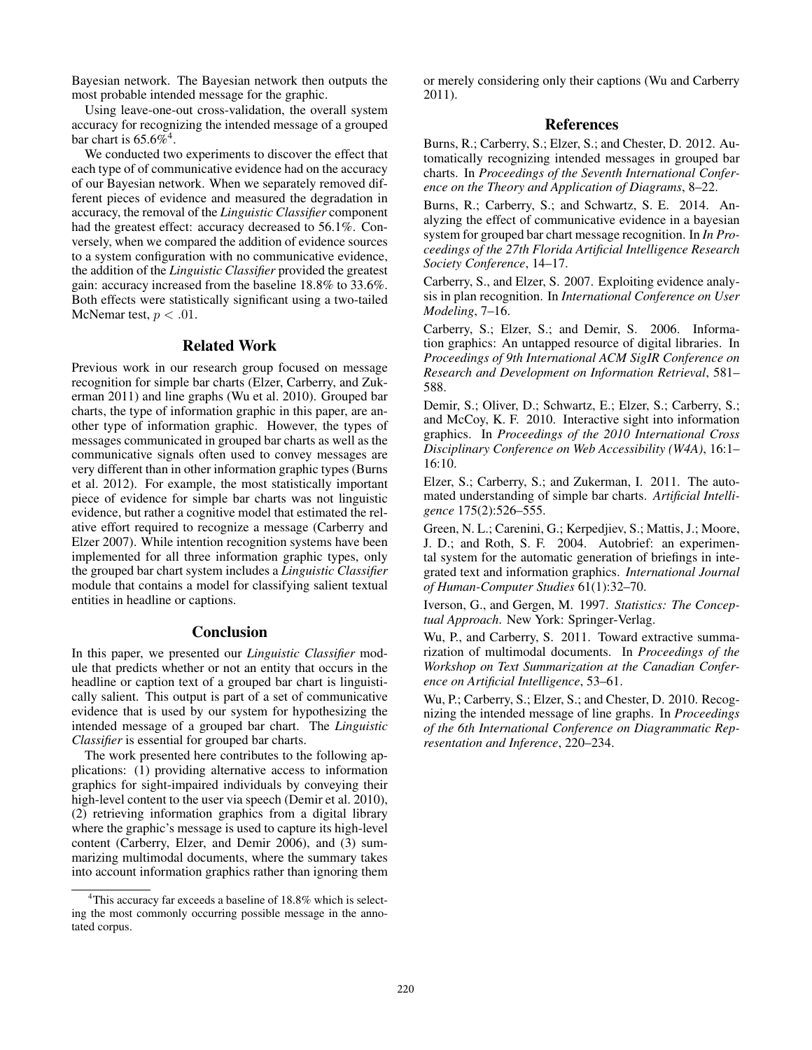Bayesian network. The Bayesian network then outputs the most probable intended message for the graphic.

Using leave-one-out cross-validation, the overall system accuracy for recognizing the intended message of a grouped bar chart is 65.6%[4].

We conducted two experiments to discover the effect that each type of of communicative evidence had on the accuracy of our Bayesian network. When we separately removed different pieces of evidence and measured the degradation in accuracy, the removal of the *Linguistic Classifier* component had the greatest effect: accuracy decreased to 56.1%. Conversely, when we compared the addition of evidence sources to a system configuration with no communicative evidence, the addition of the *Linguistic Classifier* provided the greatest gain: accuracy increased from the baseline 18.8% to 33.6%. Both effects were statistically significant using a two-tailed McNemar test, $p < .01$.

## Related Work

Previous work in our research group focused on message recognition for simple bar charts (Elzer, Carberry, and Zukerman 2011) and line graphs (Wu et al. 2010). Grouped bar charts, the type of information graphic in this paper, are another type of information graphic. However, the types of messages communicated in grouped bar charts as well as the communicative signals often used to convey messages are very different than in other information graphic types (Burns et al. 2012). For example, the most statistically important piece of evidence for simple bar charts was not linguistic evidence, but rather a cognitive model that estimated the relative effort required to recognize a message (Carberry and Elzer 2007). While intention recognition systems have been implemented for all three information graphic types, only the grouped bar chart system includes a *Linguistic Classifier* module that contains a model for classifying salient textual entities in headline or captions.

## Conclusion

In this paper, we presented our *Linguistic Classifier* module that predicts whether or not an entity that occurs in the headline or caption text of a grouped bar chart is linguistically salient. This output is part of a set of communicative evidence that is used by our system for hypothesizing the intended message of a grouped bar chart. The *Linguistic Classifier* is essential for grouped bar charts.

The work presented here contributes to the following applications: (1) providing alternative access to information graphics for sight-impaired individuals by conveying their high-level content to the user via speech (Demir et al. 2010), (2) retrieving information graphics from a digital library where the graphic's message is used to capture its high-level content (Carberry, Elzer, and Demir 2006), and (3) summarizing multimodal documents, where the summary takes into account information graphics rather than ignoring them or merely considering only their captions (Wu and Carberry 2011).

[4] This accuracy far exceeds a baseline of 18.8% which is selecting the most commonly occurring possible message in the annotated corpus.

## References

Burns, R.; Carberry, S.; Elzer, S.; and Chester, D. 2012. Automatically recognizing intended messages in grouped bar charts. In *Proceedings of the Seventh International Conference on the Theory and Application of Diagrams*, 8–22.

Burns, R.; Carberry, S.; and Schwartz, S. E. 2014. Analyzing the effect of communicative evidence in a bayesian system for grouped bar chart message recognition. In *In Proceedings of the 27th Florida Artificial Intelligence Research Society Conference*, 14–17.

Carberry, S., and Elzer, S. 2007. Exploiting evidence analysis in plan recognition. In *International Conference on User Modeling*, 7–16.

Carberry, S.; Elzer, S.; and Demir, S. 2006. Information graphics: An untapped resource of digital libraries. In *Proceedings of 9th International ACM SigIR Conference on Research and Development on Information Retrieval*, 581–588.

Demir, S.; Oliver, D.; Schwartz, E.; Elzer, S.; Carberry, S.; and McCoy, K. F. 2010. Interactive sight into information graphics. In *Proceedings of the 2010 International Cross Disciplinary Conference on Web Accessibility (W4A)*, 16:1–16:10.

Elzer, S.; Carberry, S.; and Zukerman, I. 2011. The automated understanding of simple bar charts. *Artificial Intelligence* 175(2):526–555.

Green, N. L.; Carenini, G.; Kerpedjiev, S.; Mattis, J.; Moore, J. D.; and Roth, S. F. 2004. Autobrief: an experimental system for the automatic generation of briefings in integrated text and information graphics. *International Journal of Human-Computer Studies* 61(1):32–70.

Iverson, G., and Gergen, M. 1997. *Statistics: The Conceptual Approach*. New York: Springer-Verlag.

Wu, P., and Carberry, S. 2011. Toward extractive summarization of multimodal documents. In *Proceedings of the Workshop on Text Summarization at the Canadian Conference on Artificial Intelligence*, 53–61.

Wu, P.; Carberry, S.; Elzer, S.; and Chester, D. 2010. Recognizing the intended message of line graphs. In *Proceedings of the 6th International Conference on Diagrammatic Representation and Inference*, 220–234.